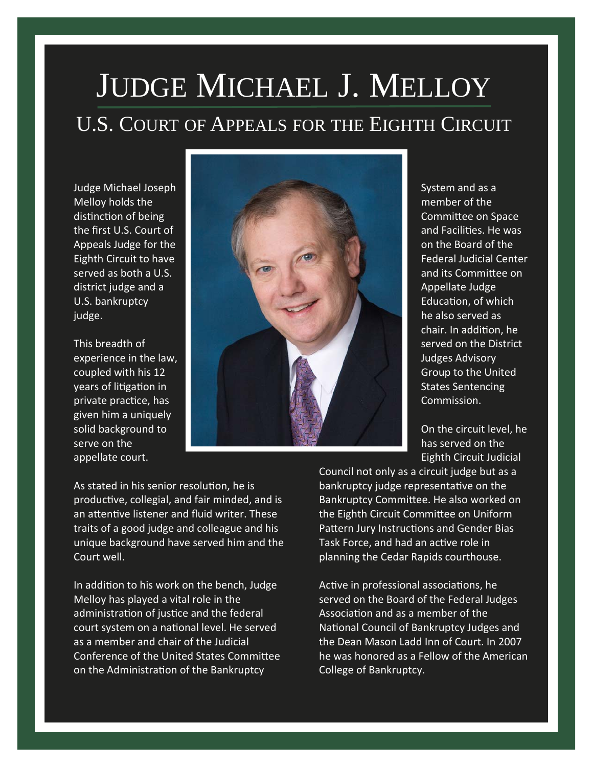# Judge Michael J. Melloy

## U.S. Court of Appeals for the Eighth Circuit

Judge Michael Joseph Melloy holds the distinction of being the first U.S. Court of Appeals Judge for the Eighth Circuit to have served as both a U.S. district judge and a U.S. bankruptcy judge.

This breadth of experience in the law, coupled with his 12 years of litigation in private practice, has given him a uniquely solid background to serve on the appellate court.

As stated in his senior resolution, he is productive, collegial, and fair minded, and is an attentive listener and fluid writer. These traits of a good judge and colleague and his unique background have served him and the Court well.

In addition to his work on the bench, Judge Melloy has played a vital role in the administration of justice and the federal court system on a national level. He served as a member and chair of the Judicial Conference of the United States Committee on the Administration of the Bankruptcy System and as a member of the Committee on Space and Facilities. He was on the Board of the Federal Judicial Center and its Committee on Appellate Judge Education, of which he also served as chair. In addition, he served on the District Judges Advisory Group to the United States Sentencing Commission.

On the circuit level, he has served on the Eighth Circuit Judicial Council not only as a circuit judge but as a bankruptcy judge representative on the Bankruptcy Committee. He also worked on the Eighth Circuit Committee on Uniform Pattern Jury Instructions and Gender Bias Task Force, and had an active role in planning the Cedar Rapids courthouse.

Active in professional associations, he served on the Board of the Federal Judges Association and as a member of the National Council of Bankruptcy Judges and the Dean Mason Ladd Inn of Court. In 2007 he was honored as a Fellow of the American College of Bankruptcy.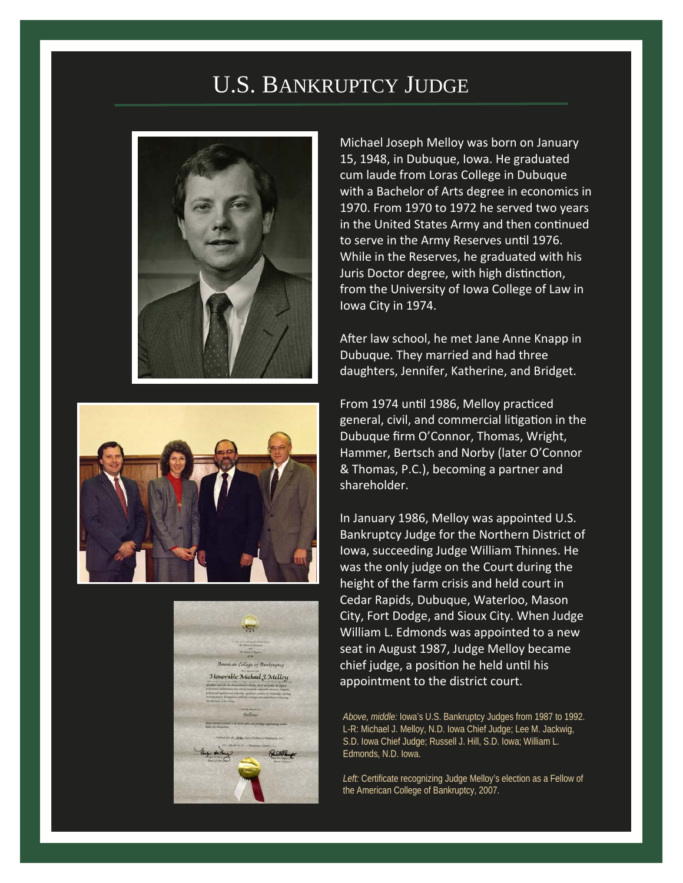# U.S. Bankruptcy Judge

Michael Joseph Melloy was born on January 15, 1948, in Dubuque, Iowa. He graduated cum laude from Loras College in Dubuque with a Bachelor of Arts degree in economics in 1970. From 1970 to 1972 he served two years in the United States Army and then continued to serve in the Army Reserves until 1976. While in the Reserves, he graduated with his Juris Doctor degree, with high distinction, from the University of Iowa College of Law in Iowa City in 1974.

After law school, he met Jane Anne Knapp in Dubuque. They married and had three daughters, Jennifer, Katherine, and Bridget.

From 1974 until 1986, Melloy practiced general, civil, and commercial litigation in the Dubuque firm O'Connor, Thomas, Wright, Hammer, Bertsch and Norby (later O'Connor & Thomas, P.C.), becoming a partner and shareholder.

In January 1986, Melloy was appointed U.S. Bankruptcy Judge for the Northern District of Iowa, succeeding Judge William Thinnes. He was the only judge on the Court during the height of the farm crisis and held court in Cedar Rapids, Dubuque, Waterloo, Mason City, Fort Dodge, and Sioux City. When Judge William L. Edmonds was appointed to a new seat in August 1987, Judge Melloy became chief judge, a position he held until his appointment to the district court.

*Above, middle:* Iowa's U.S. Bankruptcy Judges from 1987 to 1992. L-R: Michael J. Melloy, N.D. Iowa Chief Judge; Lee M. Jackwig, S.D. Iowa Chief Judge; Russell J. Hill, S.D. Iowa; William L. Edmonds, N.D. Iowa.

*Left:* Certificate recognizing Judge Melloy's election as a Fellow of the American College of Bankruptcy, 2007.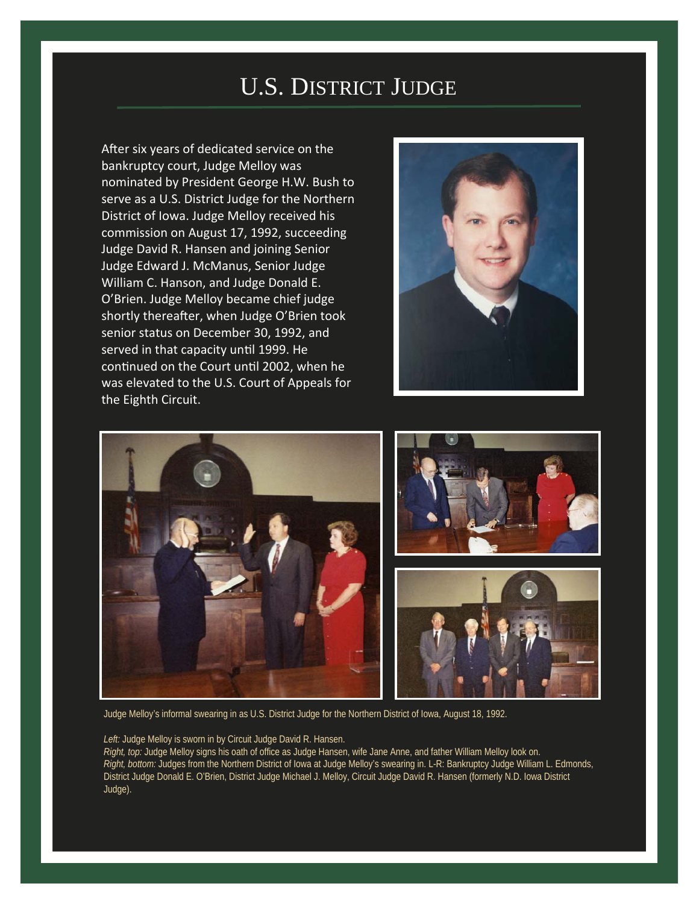# U.S. District Judge

After six years of dedicated service on the bankruptcy court, Judge Melloy was nominated by President George H.W. Bush to serve as a U.S. District Judge for the Northern District of Iowa. Judge Melloy received his commission on August 17, 1992, succeeding Judge David R. Hansen and joining Senior Judge Edward J. McManus, Senior Judge William C. Hanson, and Judge Donald E. O'Brien. Judge Melloy became chief judge shortly thereafter, when Judge O'Brien took senior status on December 30, 1992, and served in that capacity until 1999. He continued on the Court until 2002, when he was elevated to the U.S. Court of Appeals for the Eighth Circuit.

Judge Melloy's informal swearing in as U.S. District Judge for the Northern District of Iowa, August 18, 1992.

*Left:* Judge Melloy is sworn in by Circuit Judge David R. Hansen.
*Right, top:* Judge Melloy signs his oath of office as Judge Hansen, wife Jane Anne, and father William Melloy look on.
*Right, bottom:* Judges from the Northern District of Iowa at Judge Melloy's swearing in. L-R: Bankruptcy Judge William L. Edmonds, District Judge Donald E. O'Brien, District Judge Michael J. Melloy, Circuit Judge David R. Hansen (formerly N.D. Iowa District Judge).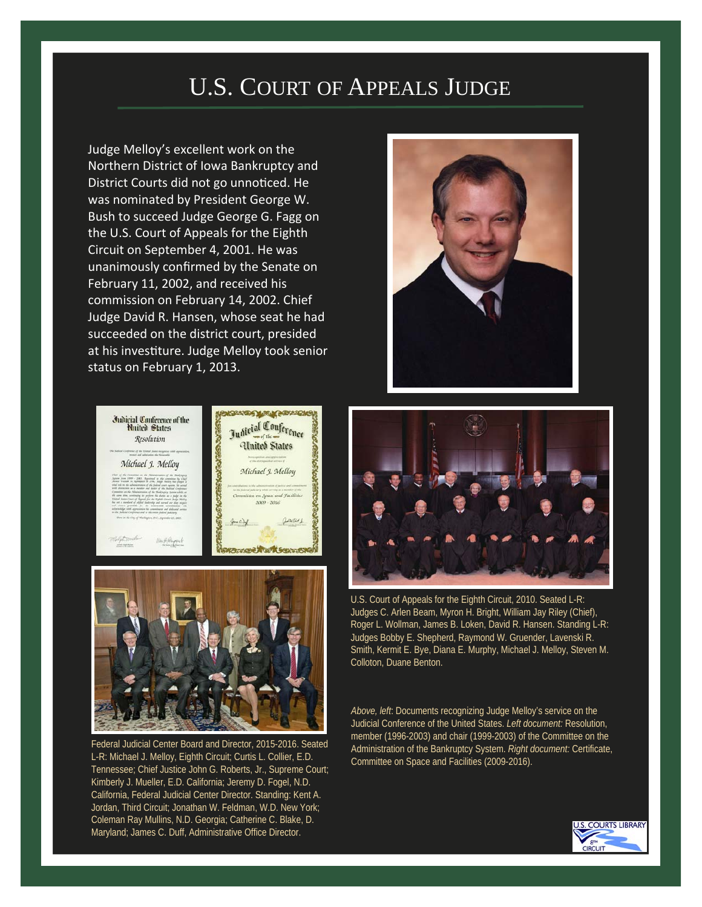# U.S. Court of Appeals Judge

Judge Melloy's excellent work on the Northern District of Iowa Bankruptcy and District Courts did not go unnoticed. He was nominated by President George W. Bush to succeed Judge George G. Fagg on the U.S. Court of Appeals for the Eighth Circuit on September 4, 2001. He was unanimously confirmed by the Senate on February 11, 2002, and received his commission on February 14, 2002. Chief Judge David R. Hansen, whose seat he had succeeded on the district court, presided at his investiture. Judge Melloy took senior status on February 1, 2013.

U.S. Court of Appeals for the Eighth Circuit, 2010. Seated L-R: Judges C. Arlen Beam, Myron H. Bright, William Jay Riley (Chief), Roger L. Wollman, James B. Loken, David R. Hansen. Standing L-R: Judges Bobby E. Shepherd, Raymond W. Gruender, Lavenski R. Smith, Kermit E. Bye, Diana E. Murphy, Michael J. Melloy, Steven M. Colloton, Duane Benton.

*Above, left*: Documents recognizing Judge Melloy's service on the Judicial Conference of the United States. *Left document:* Resolution, member (1996-2003) and chair (1999-2003) of the Committee on the Administration of the Bankruptcy System. *Right document:* Certificate, Committee on Space and Facilities (2009-2016).

Federal Judicial Center Board and Director, 2015-2016. Seated L-R: Michael J. Melloy, Eighth Circuit; Curtis L. Collier, E.D. Tennessee; Chief Justice John G. Roberts, Jr., Supreme Court; Kimberly J. Mueller, E.D. California; Jeremy D. Fogel, N.D. California, Federal Judicial Center Director. Standing: Kent A. Jordan, Third Circuit; Jonathan W. Feldman, W.D. New York; Coleman Ray Mullins, N.D. Georgia; Catherine C. Blake, D. Maryland; James C. Duff, Administrative Office Director.